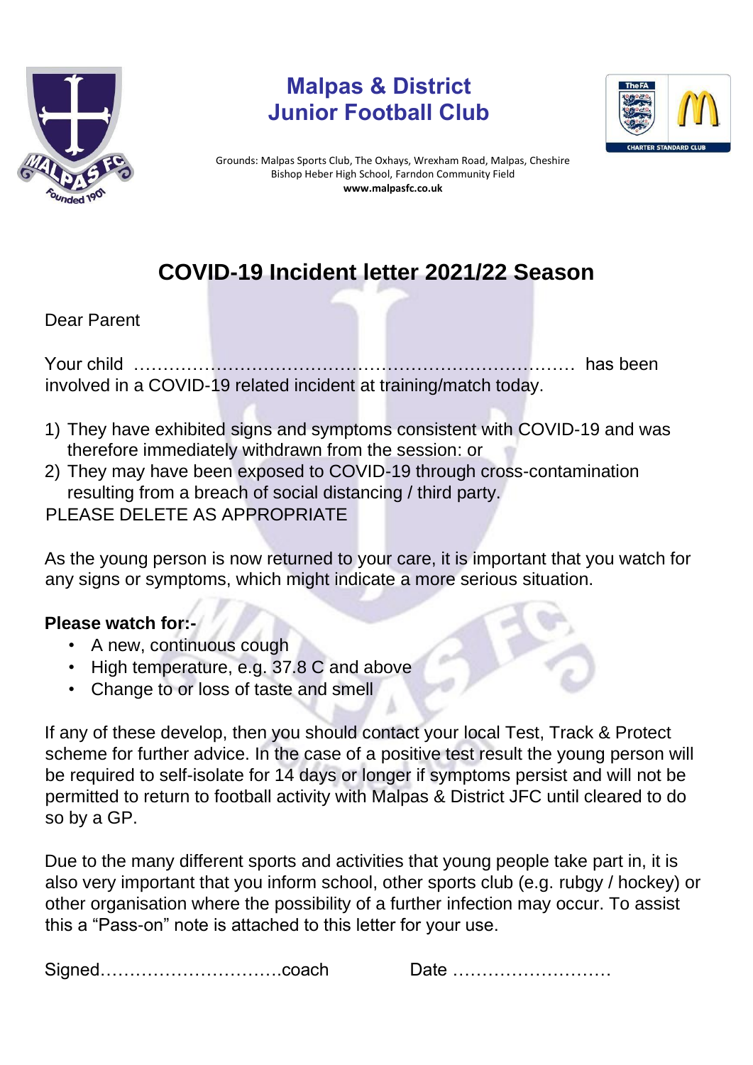# Malpas & District Junior Football Club

Grounds: Malpas Sports Club, The Oxhays, Wrexham Road, Malpas, Cheshire
Bishop Heber High School, Farndon Community Field
**www.malpasfc.co.uk**

## COVID-19 Incident letter 2021/22 Season

Dear Parent

Your child ………………………………………………………………… has been involved in a COVID-19 related incident at training/match today.

1) They have exhibited signs and symptoms consistent with COVID-19 and was therefore immediately withdrawn from the session: or
2) They may have been exposed to COVID-19 through cross-contamination resulting from a breach of social distancing / third party.

PLEASE DELETE AS APPROPRIATE

As the young person is now returned to your care, it is important that you watch for any signs or symptoms, which might indicate a more serious situation.

**Please watch for:-**

- A new, continuous cough
- High temperature, e.g. 37.8 C and above
- Change to or loss of taste and smell

If any of these develop, then you should contact your local Test, Track & Protect scheme for further advice. In the case of a positive test result the young person will be required to self-isolate for 14 days or longer if symptoms persist and will not be permitted to return to football activity with Malpas & District JFC until cleared to do so by a GP.

Due to the many different sports and activities that young people take part in, it is also very important that you inform school, other sports club (e.g. rubgy / hockey) or other organisation where the possibility of a further infection may occur. To assist this a "Pass-on" note is attached to this letter for your use.

Signed………………………….coach Date ………………………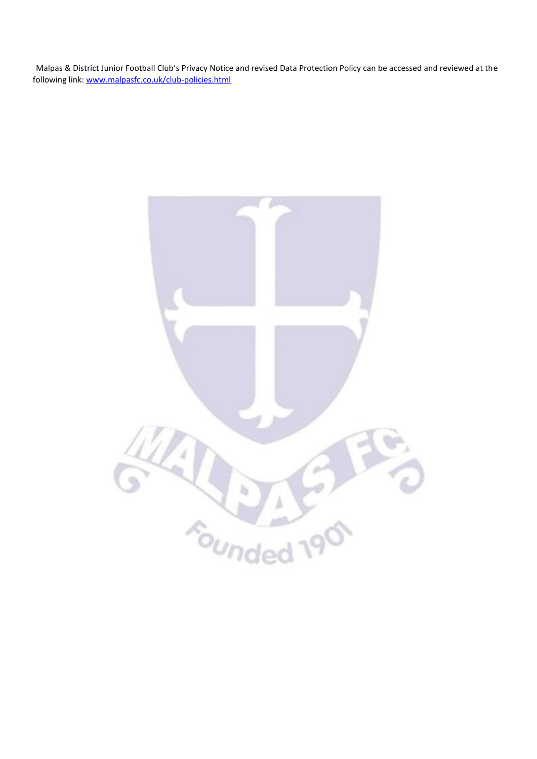Malpas & District Junior Football Club's Privacy Notice and revised Data Protection Policy can be accessed and reviewed at the following link: [www.malpasfc.co.uk/club-policies.html](www.malpasfc.co.uk/club-policies.html)